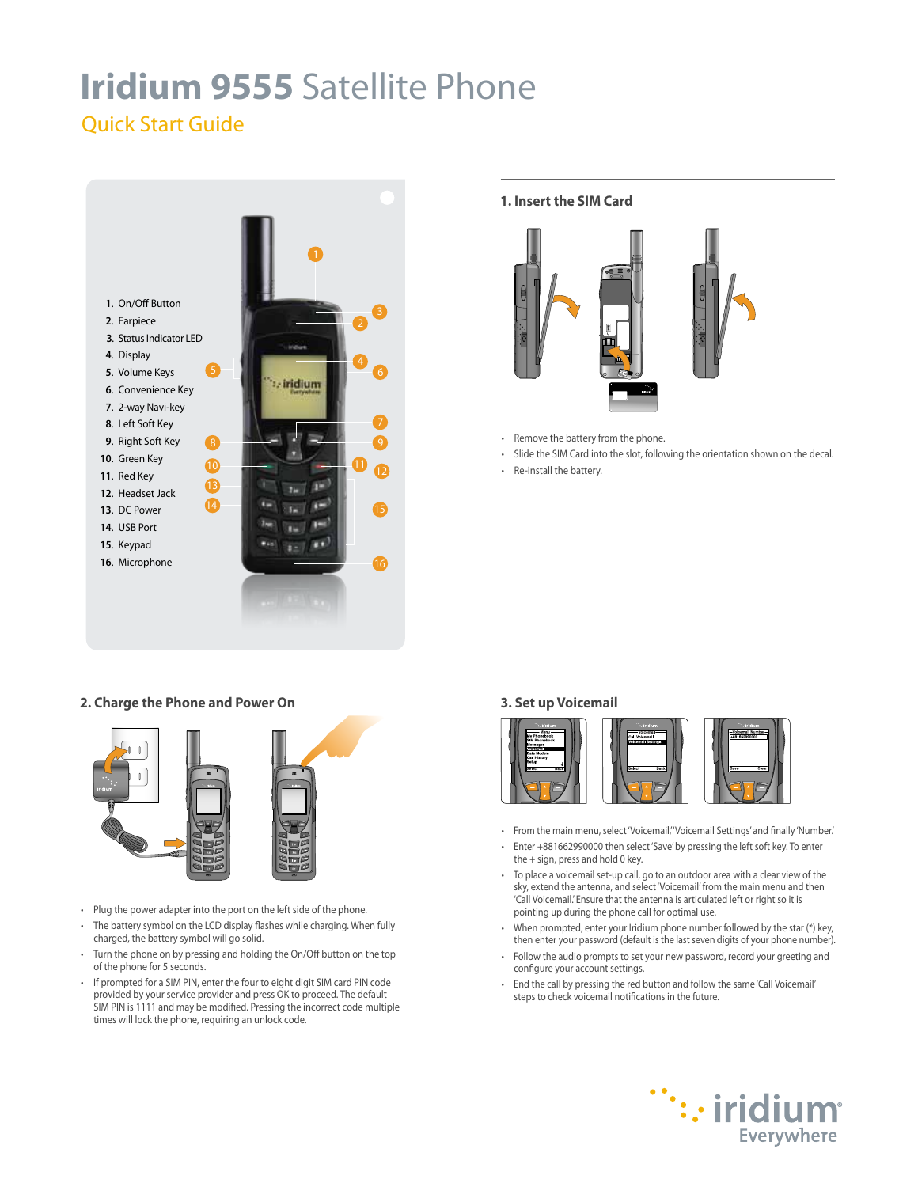# Iridium 9555 Satellite Phone

## Quick Start Guide

1. On/Off Button
2. Earpiece
3. Status Indicator LED
4. Display
5. Volume Keys
6. Convenience Key
7. 2-way Navi-key
8. Left Soft Key
9. Right Soft Key
10. Green Key
11. Red Key
12. Headset Jack
13. DC Power
14. USB Port
15. Keypad
16. Microphone

### 1. Insert the SIM Card

- Remove the battery from the phone.
- Slide the SIM Card into the slot, following the orientation shown on the decal.
- Re-install the battery.

### 2. Charge the Phone and Power On

- Plug the power adapter into the port on the left side of the phone.
- The battery symbol on the LCD display flashes while charging. When fully charged, the battery symbol will go solid.
- Turn the phone on by pressing and holding the On/Off button on the top of the phone for 5 seconds.
- If prompted for a SIM PIN, enter the four to eight digit SIM card PIN code provided by your service provider and press OK to proceed. The default SIM PIN is 1111 and may be modified. Pressing the incorrect code multiple times will lock the phone, requiring an unlock code.

### 3. Set up Voicemail

- From the main menu, select 'Voicemail,' 'Voicemail Settings' and finally 'Number.'
- Enter +881662990000 then select 'Save' by pressing the left soft key. To enter the + sign, press and hold 0 key.
- To place a voicemail set-up call, go to an outdoor area with a clear view of the sky, extend the antenna, and select 'Voicemail' from the main menu and then 'Call Voicemail.' Ensure that the antenna is articulated left or right so it is pointing up during the phone call for optimal use.
- When prompted, enter your Iridium phone number followed by the star (*) key, then enter your password (default is the last seven digits of your phone number).
- Follow the audio prompts to set your new password, record your greeting and configure your account settings.
- End the call by pressing the red button and follow the same 'Call Voicemail' steps to check voicemail notifications in the future.

iridium Everywhere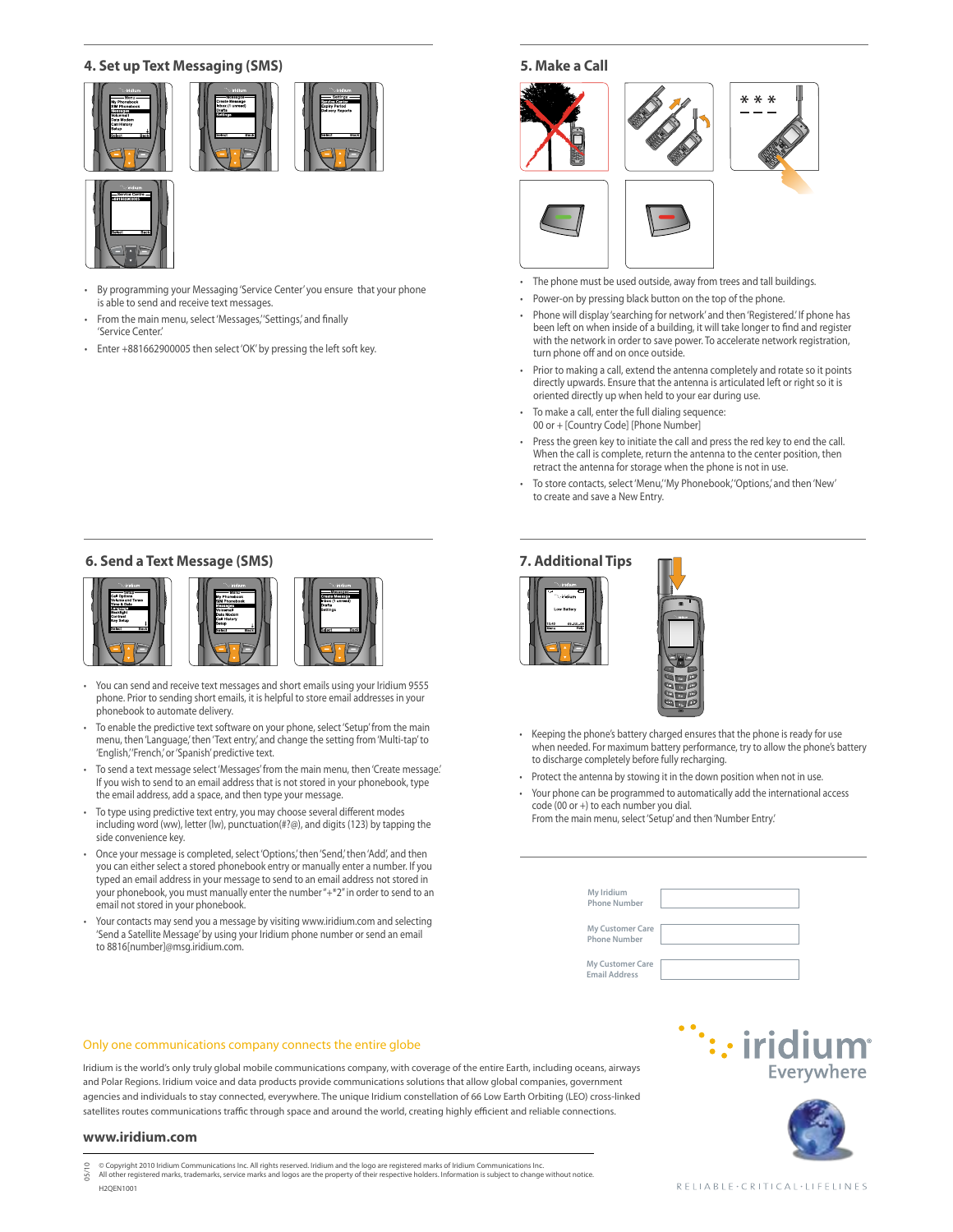## 4. Set up Text Messaging (SMS)

- By programming your Messaging 'Service Center' you ensure that your phone is able to send and receive text messages.
- From the main menu, select 'Messages,' 'Settings,' and finally 'Service Center.'
- Enter +881662900005 then select 'OK' by pressing the left soft key.

## 5. Make a Call

- The phone must be used outside, away from trees and tall buildings.
- Power-on by pressing black button on the top of the phone.
- Phone will display 'searching for network' and then 'Registered.' If phone has been left on when inside of a building, it will take longer to find and register with the network in order to save power. To accelerate network registration, turn phone off and on once outside.
- Prior to making a call, extend the antenna completely and rotate so it points directly upwards. Ensure that the antenna is articulated left or right so it is oriented directly up when held to your ear during use.
- To make a call, enter the full dialing sequence:
  00 or + [Country Code] [Phone Number]
- Press the green key to initiate the call and press the red key to end the call. When the call is complete, return the antenna to the center position, then retract the antenna for storage when the phone is not in use.
- To store contacts, select 'Menu,' 'My Phonebook,' 'Options,' and then 'New' to create and save a New Entry.

## 6. Send a Text Message (SMS)

- You can send and receive text messages and short emails using your Iridium 9555 phone. Prior to sending short emails, it is helpful to store email addresses in your phonebook to automate delivery.
- To enable the predictive text software on your phone, select 'Setup' from the main menu, then 'Language,' then 'Text entry,' and change the setting from 'Multi-tap' to 'English,' 'French,' or 'Spanish' predictive text.
- To send a text message select 'Messages' from the main menu, then 'Create message.' If you wish to send to an email address that is not stored in your phonebook, type the email address, add a space, and then type your message.
- To type using predictive text entry, you may choose several different modes including word (ww), letter (lw), punctuation(#?@), and digits (123) by tapping the side convenience key.
- Once your message is completed, select 'Options,' then 'Send,' then 'Add,' and then you can either select a stored phonebook entry or manually enter a number. If you typed an email address in your message to send to an email address not stored in your phonebook, you must manually enter the number "+*2" in order to send to an email not stored in your phonebook.
- Your contacts may send you a message by visiting www.iridium.com and selecting 'Send a Satellite Message' by using your Iridium phone number or send an email to 8816[number]@msg.iridium.com.

## 7. Additional Tips

- Keeping the phone's battery charged ensures that the phone is ready for use when needed. For maximum battery performance, try to allow the phone's battery to discharge completely before fully recharging.
- Protect the antenna by stowing it in the down position when not in use.
- Your phone can be programmed to automatically add the international access code (00 or +) to each number you dial.
  From the main menu, select 'Setup' and then 'Number Entry.'

My Iridium Phone Number

My Customer Care Phone Number

My Customer Care Email Address

### Only one communications company connects the entire globe

Iridium is the world's only truly global mobile communications company, with coverage of the entire Earth, including oceans, airways and Polar Regions. Iridium voice and data products provide communications solutions that allow global companies, government agencies and individuals to stay connected, everywhere. The unique Iridium constellation of 66 Low Earth Orbiting (LEO) cross-linked satellites routes communications traffic through space and around the world, creating highly efficient and reliable connections.

**www.iridium.com**

iridium Everywhere

RELIABLE · CRITICAL · LIFELINES

05/10 © Copyright 2010 Iridium Communications Inc. All rights reserved. Iridium and the logo are registered marks of Iridium Communications Inc. All other registered marks, trademarks, service marks and logos are the property of their respective holders. Information is subject to change without notice.

H2QEN1001